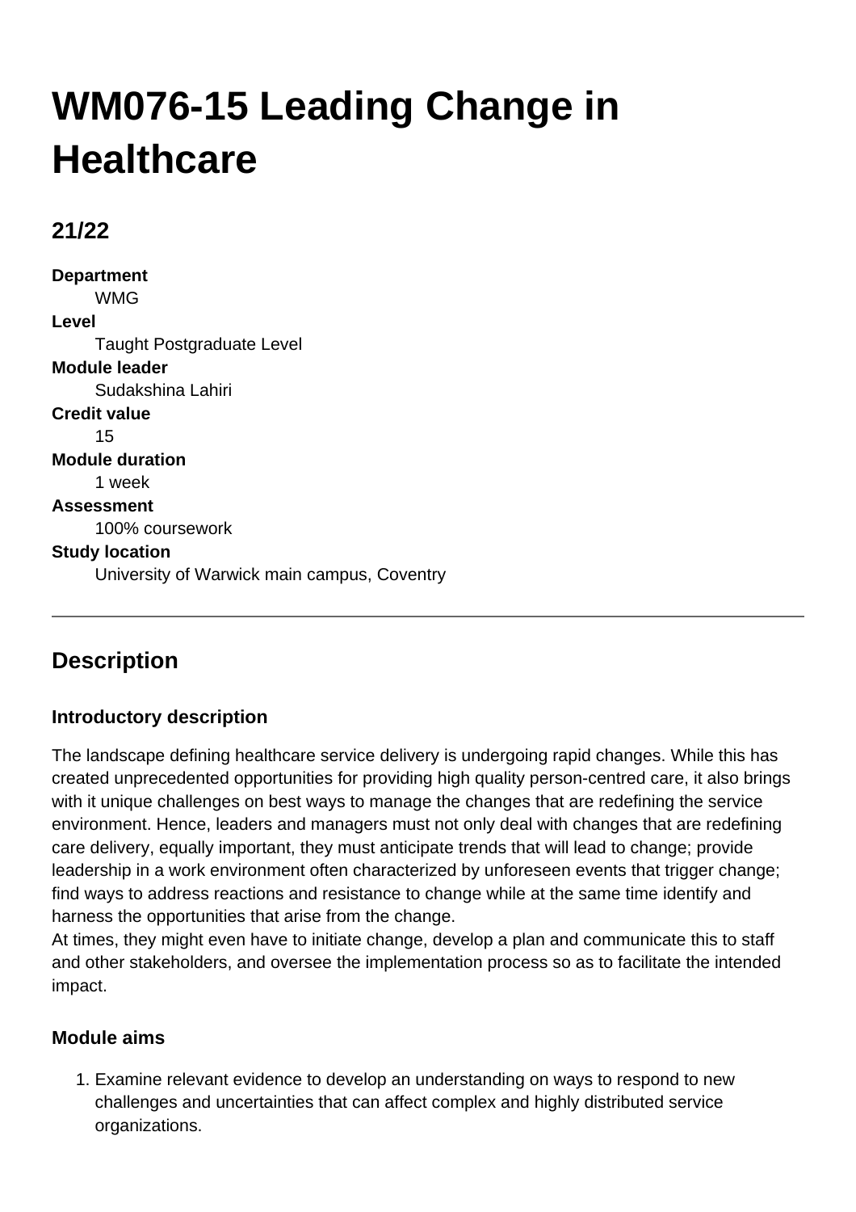# WM076-15 Leading Change in Healthcare

## 21/22

**Department**
WMG

**Level**
Taught Postgraduate Level

**Module leader**
Sudakshina Lahiri

**Credit value**
15

**Module duration**
1 week

**Assessment**
100% coursework

**Study location**
University of Warwick main campus, Coventry

---

## Description

### Introductory description

The landscape defining healthcare service delivery is undergoing rapid changes. While this has created unprecedented opportunities for providing high quality person-centred care, it also brings with it unique challenges on best ways to manage the changes that are redefining the service environment. Hence, leaders and managers must not only deal with changes that are redefining care delivery, equally important, they must anticipate trends that will lead to change; provide leadership in a work environment often characterized by unforeseen events that trigger change; find ways to address reactions and resistance to change while at the same time identify and harness the opportunities that arise from the change.
At times, they might even have to initiate change, develop a plan and communicate this to staff and other stakeholders, and oversee the implementation process so as to facilitate the intended impact.

### Module aims

1. Examine relevant evidence to develop an understanding on ways to respond to new challenges and uncertainties that can affect complex and highly distributed service organizations.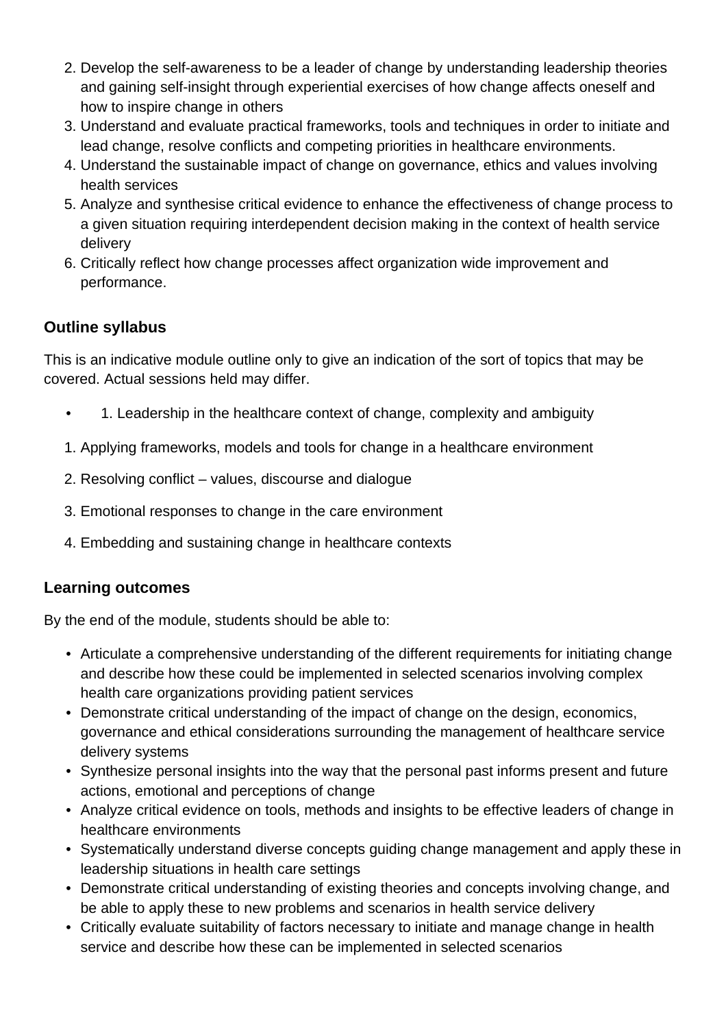2. Develop the self-awareness to be a leader of change by understanding leadership theories and gaining self-insight through experiential exercises of how change affects oneself and how to inspire change in others
3. Understand and evaluate practical frameworks, tools and techniques in order to initiate and lead change, resolve conflicts and competing priorities in healthcare environments.
4. Understand the sustainable impact of change on governance, ethics and values involving health services
5. Analyze and synthesise critical evidence to enhance the effectiveness of change process to a given situation requiring interdependent decision making in the context of health service delivery
6. Critically reflect how change processes affect organization wide improvement and performance.

### Outline syllabus

This is an indicative module outline only to give an indication of the sort of topics that may be covered. Actual sessions held may differ.

- 1. Leadership in the healthcare context of change, complexity and ambiguity

1. Applying frameworks, models and tools for change in a healthcare environment
2. Resolving conflict – values, discourse and dialogue
3. Emotional responses to change in the care environment
4. Embedding and sustaining change in healthcare contexts

### Learning outcomes

By the end of the module, students should be able to:

- Articulate a comprehensive understanding of the different requirements for initiating change and describe how these could be implemented in selected scenarios involving complex health care organizations providing patient services
- Demonstrate critical understanding of the impact of change on the design, economics, governance and ethical considerations surrounding the management of healthcare service delivery systems
- Synthesize personal insights into the way that the personal past informs present and future actions, emotional and perceptions of change
- Analyze critical evidence on tools, methods and insights to be effective leaders of change in healthcare environments
- Systematically understand diverse concepts guiding change management and apply these in leadership situations in health care settings
- Demonstrate critical understanding of existing theories and concepts involving change, and be able to apply these to new problems and scenarios in health service delivery
- Critically evaluate suitability of factors necessary to initiate and manage change in health service and describe how these can be implemented in selected scenarios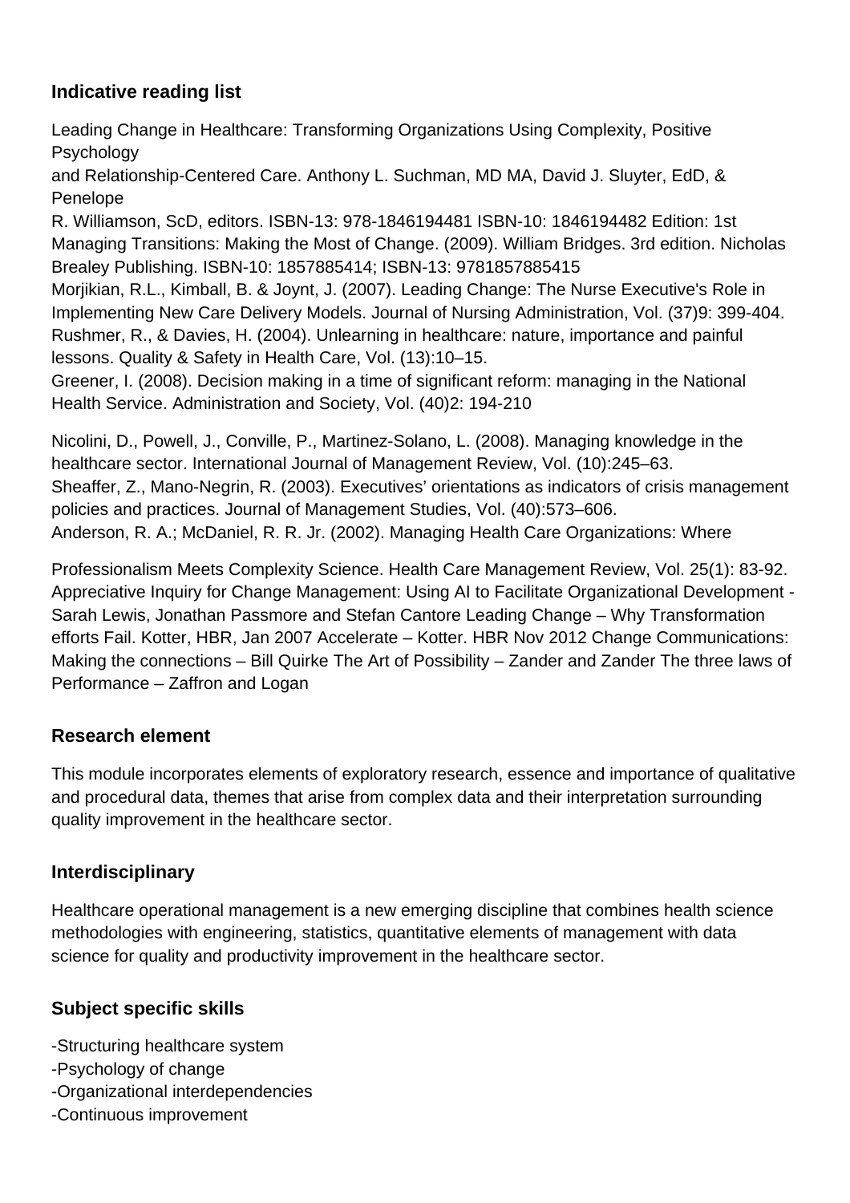### Indicative reading list

Leading Change in Healthcare: Transforming Organizations Using Complexity, Positive Psychology
and Relationship-Centered Care. Anthony L. Suchman, MD MA, David J. Sluyter, EdD, & Penelope
R. Williamson, ScD, editors. ISBN-13: 978-1846194481 ISBN-10: 1846194482 Edition: 1st
Managing Transitions: Making the Most of Change. (2009). William Bridges. 3rd edition. Nicholas Brealey Publishing. ISBN-10: 1857885414; ISBN-13: 9781857885415
Morjikian, R.L., Kimball, B. & Joynt, J. (2007). Leading Change: The Nurse Executive's Role in Implementing New Care Delivery Models. Journal of Nursing Administration, Vol. (37)9: 399-404.
Rushmer, R., & Davies, H. (2004). Unlearning in healthcare: nature, importance and painful lessons. Quality & Safety in Health Care, Vol. (13):10–15.
Greener, I. (2008). Decision making in a time of significant reform: managing in the National Health Service. Administration and Society, Vol. (40)2: 194-210

Nicolini, D., Powell, J., Conville, P., Martinez-Solano, L. (2008). Managing knowledge in the healthcare sector. International Journal of Management Review, Vol. (10):245–63.
Sheaffer, Z., Mano-Negrin, R. (2003). Executives' orientations as indicators of crisis management policies and practices. Journal of Management Studies, Vol. (40):573–606.
Anderson, R. A.; McDaniel, R. R. Jr. (2002). Managing Health Care Organizations: Where

Professionalism Meets Complexity Science. Health Care Management Review, Vol. 25(1): 83-92.
Appreciative Inquiry for Change Management: Using AI to Facilitate Organizational Development - Sarah Lewis, Jonathan Passmore and Stefan Cantore Leading Change – Why Transformation efforts Fail. Kotter, HBR, Jan 2007 Accelerate – Kotter. HBR Nov 2012 Change Communications: Making the connections – Bill Quirke The Art of Possibility – Zander and Zander The three laws of Performance – Zaffron and Logan

### Research element

This module incorporates elements of exploratory research, essence and importance of qualitative and procedural data, themes that arise from complex data and their interpretation surrounding quality improvement in the healthcare sector.

### Interdisciplinary

Healthcare operational management is a new emerging discipline that combines health science methodologies with engineering, statistics, quantitative elements of management with data science for quality and productivity improvement in the healthcare sector.

### Subject specific skills

-Structuring healthcare system
-Psychology of change
-Organizational interdependencies
-Continuous improvement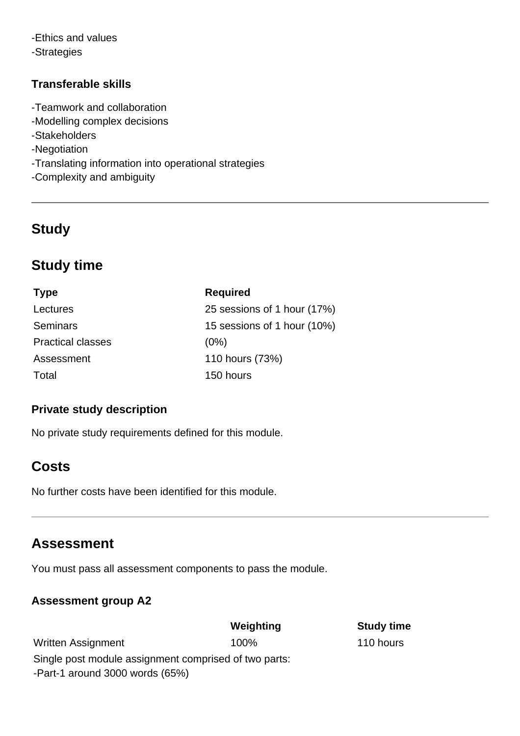-Ethics and values
-Strategies

### Transferable skills

-Teamwork and collaboration
-Modelling complex decisions
-Stakeholders
-Negotiation
-Translating information into operational strategies
-Complexity and ambiguity

## Study

## Study time

| Type | Required |
|---|---|
| Lectures | 25 sessions of 1 hour (17%) |
| Seminars | 15 sessions of 1 hour (10%) |
| Practical classes | (0%) |
| Assessment | 110 hours (73%) |
| Total | 150 hours |

### Private study description

No private study requirements defined for this module.

## Costs

No further costs have been identified for this module.

## Assessment

You must pass all assessment components to pass the module.

### Assessment group A2

| | Weighting | Study time |
|---|---|---|
| Written Assignment | 100% | 110 hours |

Single post module assignment comprised of two parts:
-Part-1 around 3000 words (65%)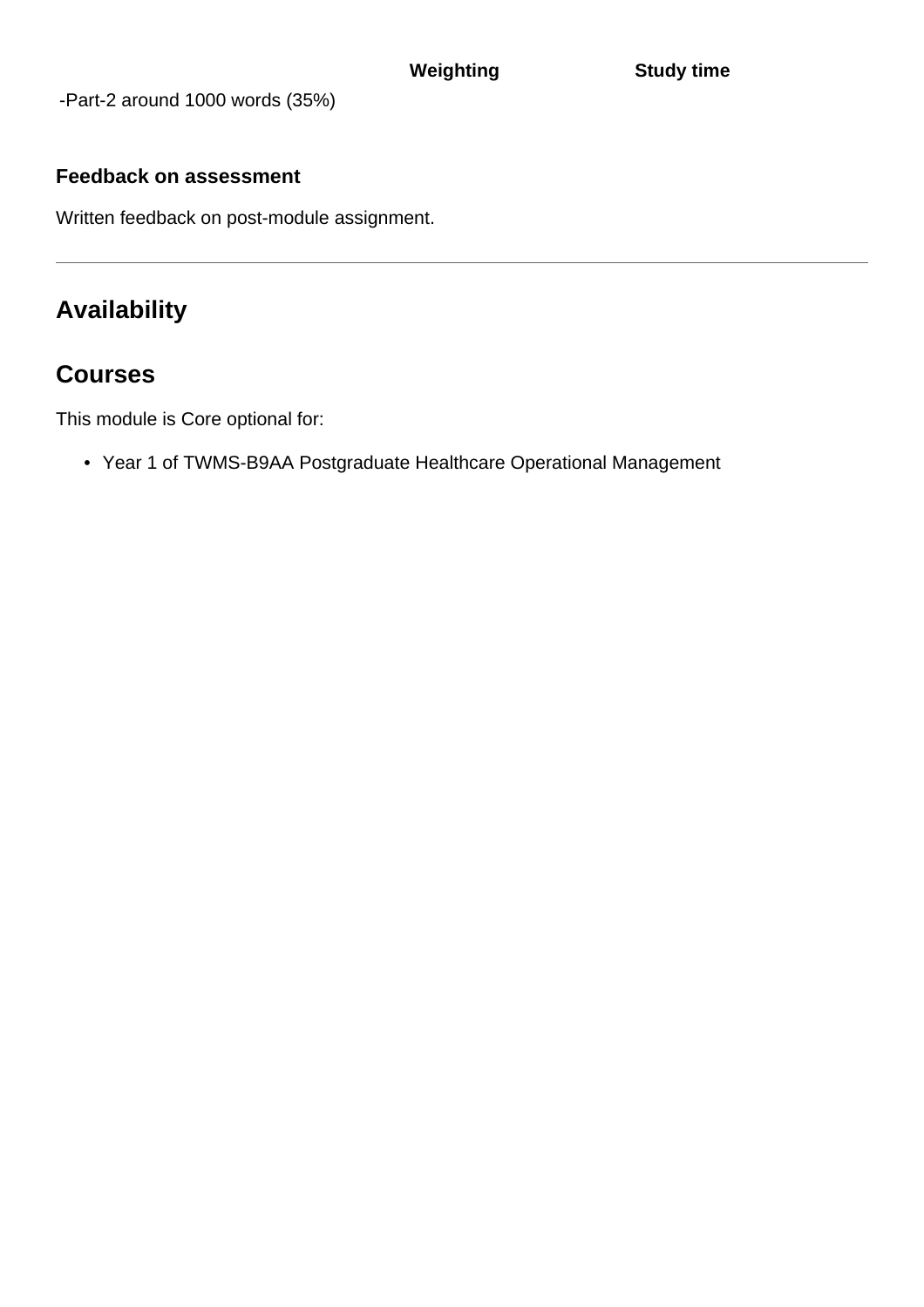| | Weighting | Study time |
|---|---|---|
| -Part-2 around 1000 words (35%) | | |

**Feedback on assessment**

Written feedback on post-module assignment.

---

## Availability

## Courses

This module is Core optional for:

- Year 1 of TWMS-B9AA Postgraduate Healthcare Operational Management